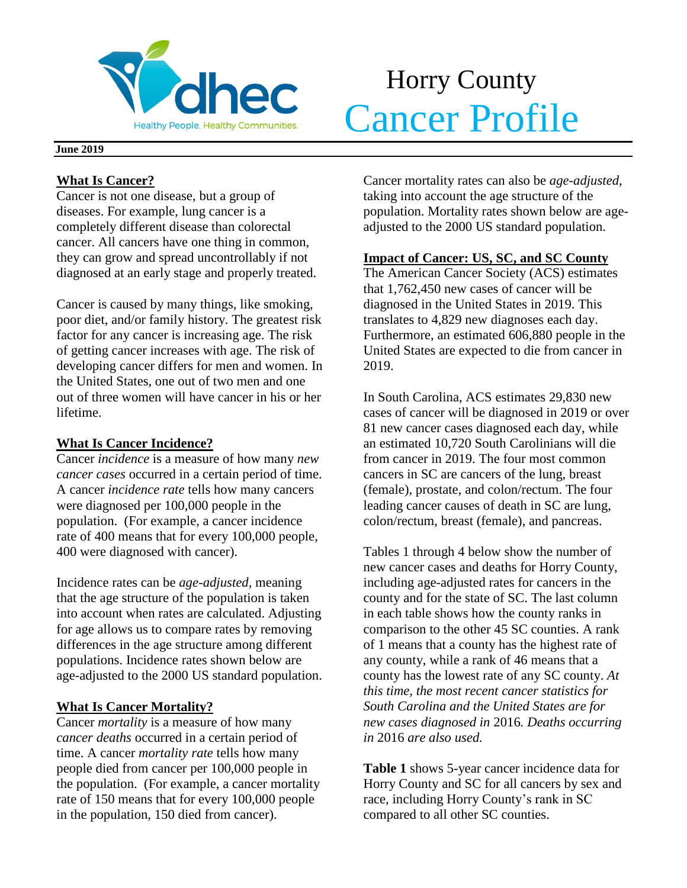# Horry County
# Cancer Profile

**June 2019**

## What Is Cancer?

Cancer is not one disease, but a group of diseases. For example, lung cancer is a completely different disease than colorectal cancer. All cancers have one thing in common, they can grow and spread uncontrollably if not diagnosed at an early stage and properly treated.

Cancer is caused by many things, like smoking, poor diet, and/or family history. The greatest risk factor for any cancer is increasing age. The risk of getting cancer increases with age. The risk of developing cancer differs for men and women. In the United States, one out of two men and one out of three women will have cancer in his or her lifetime.

## What Is Cancer Incidence?

Cancer *incidence* is a measure of how many *new cancer cases* occurred in a certain period of time. A cancer *incidence rate* tells how many cancers were diagnosed per 100,000 people in the population. (For example, a cancer incidence rate of 400 means that for every 100,000 people, 400 were diagnosed with cancer).

Incidence rates can be *age-adjusted*, meaning that the age structure of the population is taken into account when rates are calculated. Adjusting for age allows us to compare rates by removing differences in the age structure among different populations. Incidence rates shown below are age-adjusted to the 2000 US standard population.

## What Is Cancer Mortality?

Cancer *mortality* is a measure of how many *cancer deaths* occurred in a certain period of time. A cancer *mortality rate* tells how many people died from cancer per 100,000 people in the population. (For example, a cancer mortality rate of 150 means that for every 100,000 people in the population, 150 died from cancer).

Cancer mortality rates can also be *age-adjusted*, taking into account the age structure of the population. Mortality rates shown below are age-adjusted to the 2000 US standard population.

## Impact of Cancer: US, SC, and SC County

The American Cancer Society (ACS) estimates that 1,762,450 new cases of cancer will be diagnosed in the United States in 2019. This translates to 4,829 new diagnoses each day. Furthermore, an estimated 606,880 people in the United States are expected to die from cancer in 2019.

In South Carolina, ACS estimates 29,830 new cases of cancer will be diagnosed in 2019 or over 81 new cancer cases diagnosed each day, while an estimated 10,720 South Carolinians will die from cancer in 2019. The four most common cancers in SC are cancers of the lung, breast (female), prostate, and colon/rectum. The four leading cancer causes of death in SC are lung, colon/rectum, breast (female), and pancreas.

Tables 1 through 4 below show the number of new cancer cases and deaths for Horry County, including age-adjusted rates for cancers in the county and for the state of SC. The last column in each table shows how the county ranks in comparison to the other 45 SC counties. A rank of 1 means that a county has the highest rate of any county, while a rank of 46 means that a county has the lowest rate of any SC county. *At this time, the most recent cancer statistics for South Carolina and the United States are for new cases diagnosed in* 2016*. Deaths occurring in* 2016 *are also used.*

**Table 1** shows 5-year cancer incidence data for Horry County and SC for all cancers by sex and race, including Horry County's rank in SC compared to all other SC counties.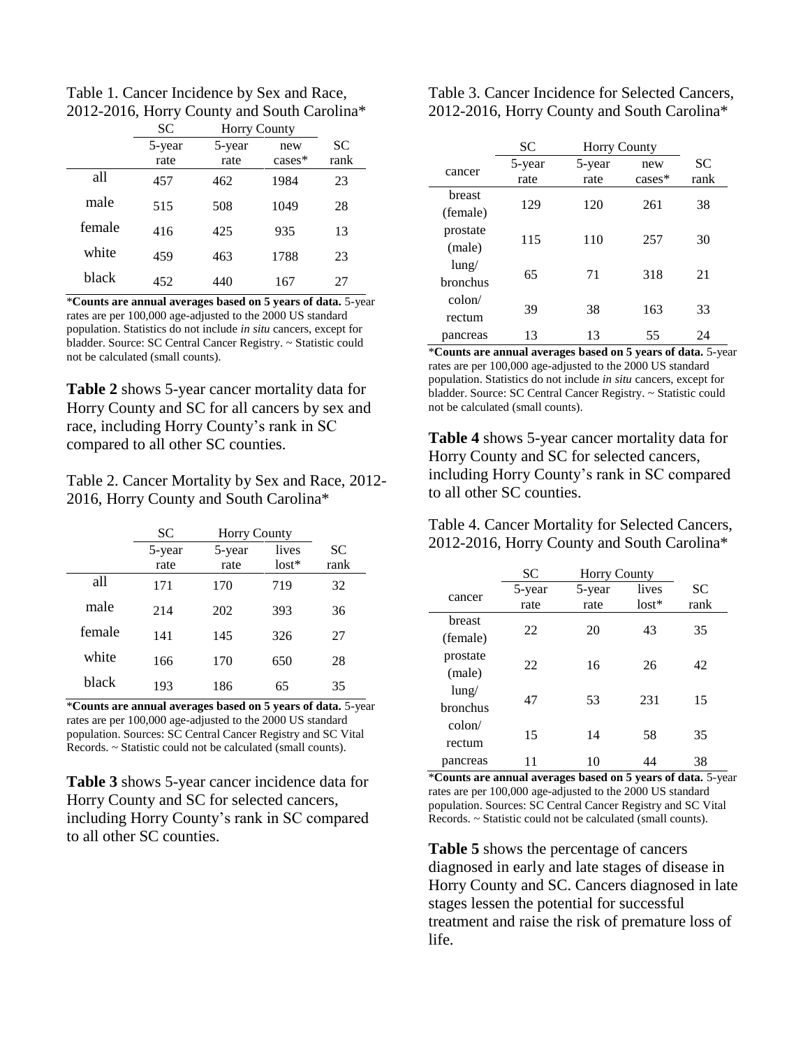Table 1. Cancer Incidence by Sex and Race, 2012-2016, Horry County and South Carolina*

| | SC | Horry County | | |
|---|---|---|---|---|
| | 5-year rate | 5-year rate | new cases* | SC rank |
| all | 457 | 462 | 1984 | 23 |
| male | 515 | 508 | 1049 | 28 |
| female | 416 | 425 | 935 | 13 |
| white | 459 | 463 | 1788 | 23 |
| black | 452 | 440 | 167 | 27 |

***Counts are annual averages based on 5 years of data.** 5-year rates are per 100,000 age-adjusted to the 2000 US standard population. Statistics do not include *in situ* cancers, except for bladder. Source: SC Central Cancer Registry. ~ Statistic could not be calculated (small counts).

**Table 2** shows 5-year cancer mortality data for Horry County and SC for all cancers by sex and race, including Horry County's rank in SC compared to all other SC counties.

Table 2. Cancer Mortality by Sex and Race, 2012-2016, Horry County and South Carolina*

| | SC | Horry County | | |
|---|---|---|---|---|
| | 5-year rate | 5-year rate | lives lost* | SC rank |
| all | 171 | 170 | 719 | 32 |
| male | 214 | 202 | 393 | 36 |
| female | 141 | 145 | 326 | 27 |
| white | 166 | 170 | 650 | 28 |
| black | 193 | 186 | 65 | 35 |

***Counts are annual averages based on 5 years of data.** 5-year rates are per 100,000 age-adjusted to the 2000 US standard population. Sources: SC Central Cancer Registry and SC Vital Records. ~ Statistic could not be calculated (small counts).

**Table 3** shows 5-year cancer incidence data for Horry County and SC for selected cancers, including Horry County's rank in SC compared to all other SC counties.

Table 3. Cancer Incidence for Selected Cancers, 2012-2016, Horry County and South Carolina*

| | SC | Horry County | | |
|---|---|---|---|---|
| cancer | 5-year rate | 5-year rate | new cases* | SC rank |
| breast (female) | 129 | 120 | 261 | 38 |
| prostate (male) | 115 | 110 | 257 | 30 |
| lung/ bronchus | 65 | 71 | 318 | 21 |
| colon/ rectum | 39 | 38 | 163 | 33 |
| pancreas | 13 | 13 | 55 | 24 |

***Counts are annual averages based on 5 years of data.** 5-year rates are per 100,000 age-adjusted to the 2000 US standard population. Statistics do not include *in situ* cancers, except for bladder. Source: SC Central Cancer Registry. ~ Statistic could not be calculated (small counts).

**Table 4** shows 5-year cancer mortality data for Horry County and SC for selected cancers, including Horry County's rank in SC compared to all other SC counties.

Table 4. Cancer Mortality for Selected Cancers, 2012-2016, Horry County and South Carolina*

| | SC | Horry County | | |
|---|---|---|---|---|
| cancer | 5-year rate | 5-year rate | lives lost* | SC rank |
| breast (female) | 22 | 20 | 43 | 35 |
| prostate (male) | 22 | 16 | 26 | 42 |
| lung/ bronchus | 47 | 53 | 231 | 15 |
| colon/ rectum | 15 | 14 | 58 | 35 |
| pancreas | 11 | 10 | 44 | 38 |

***Counts are annual averages based on 5 years of data.** 5-year rates are per 100,000 age-adjusted to the 2000 US standard population. Sources: SC Central Cancer Registry and SC Vital Records. ~ Statistic could not be calculated (small counts).

**Table 5** shows the percentage of cancers diagnosed in early and late stages of disease in Horry County and SC. Cancers diagnosed in late stages lessen the potential for successful treatment and raise the risk of premature loss of life.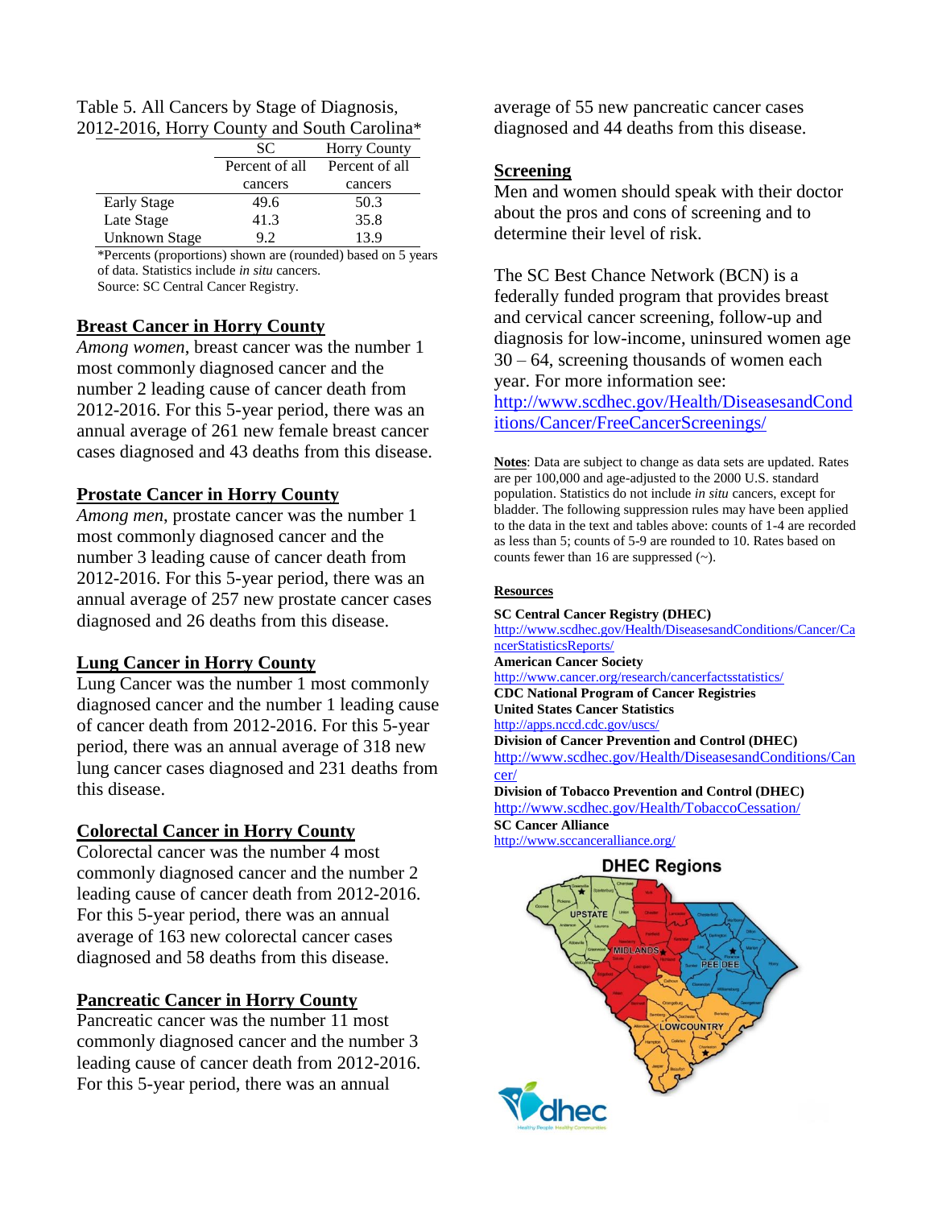Table 5. All Cancers by Stage of Diagnosis, 2012-2016, Horry County and South Carolina*

| | SC | Horry County |
|---|---|---|
| | Percent of all cancers | Percent of all cancers |
| Early Stage | 49.6 | 50.3 |
| Late Stage | 41.3 | 35.8 |
| Unknown Stage | 9.2 | 13.9 |

*Percents (proportions) shown are (rounded) based on 5 years of data. Statistics include *in situ* cancers.
Source: SC Central Cancer Registry.

## Breast Cancer in Horry County

*Among women*, breast cancer was the number 1 most commonly diagnosed cancer and the number 2 leading cause of cancer death from 2012-2016. For this 5-year period, there was an annual average of 261 new female breast cancer cases diagnosed and 43 deaths from this disease.

## Prostate Cancer in Horry County

*Among men*, prostate cancer was the number 1 most commonly diagnosed cancer and the number 3 leading cause of cancer death from 2012-2016. For this 5-year period, there was an annual average of 257 new prostate cancer cases diagnosed and 26 deaths from this disease.

## Lung Cancer in Horry County

Lung Cancer was the number 1 most commonly diagnosed cancer and the number 1 leading cause of cancer death from 2012-2016. For this 5-year period, there was an annual average of 318 new lung cancer cases diagnosed and 231 deaths from this disease.

## Colorectal Cancer in Horry County

Colorectal cancer was the number 4 most commonly diagnosed cancer and the number 2 leading cause of cancer death from 2012-2016. For this 5-year period, there was an annual average of 163 new colorectal cancer cases diagnosed and 58 deaths from this disease.

## Pancreatic Cancer in Horry County

Pancreatic cancer was the number 11 most commonly diagnosed cancer and the number 3 leading cause of cancer death from 2012-2016. For this 5-year period, there was an annual average of 55 new pancreatic cancer cases diagnosed and 44 deaths from this disease.

## Screening

Men and women should speak with their doctor about the pros and cons of screening and to determine their level of risk.

The SC Best Chance Network (BCN) is a federally funded program that provides breast and cervical cancer screening, follow-up and diagnosis for low-income, uninsured women age 30 – 64, screening thousands of women each year. For more information see: http://www.scdhec.gov/Health/DiseasesandConditions/Cancer/FreeCancerScreenings/

**Notes**: Data are subject to change as data sets are updated. Rates are per 100,000 and age-adjusted to the 2000 U.S. standard population. Statistics do not include *in situ* cancers, except for bladder. The following suppression rules may have been applied to the data in the text and tables above: counts of 1-4 are recorded as less than 5; counts of 5-9 are rounded to 10. Rates based on counts fewer than 16 are suppressed (~).

**Resources**

**SC Central Cancer Registry (DHEC)**
http://www.scdhec.gov/Health/DiseasesandConditions/Cancer/CancerStatisticsReports/
**American Cancer Society**
http://www.cancer.org/research/cancerfactsstatistics/
**CDC National Program of Cancer Registries**
**United States Cancer Statistics**
http://apps.nccd.cdc.gov/uscs/
**Division of Cancer Prevention and Control (DHEC)**
http://www.scdhec.gov/Health/DiseasesandConditions/Cancer/
**Division of Tobacco Prevention and Control (DHEC)**
http://www.scdhec.gov/Health/TobaccoCessation/
**SC Cancer Alliance**
http://www.sccanceralliance.org/

DHEC Regions

UPSTATE
MIDLANDS
PEE DEE
LOWCOUNTRY

dhec
Healthy People Healthy Communities